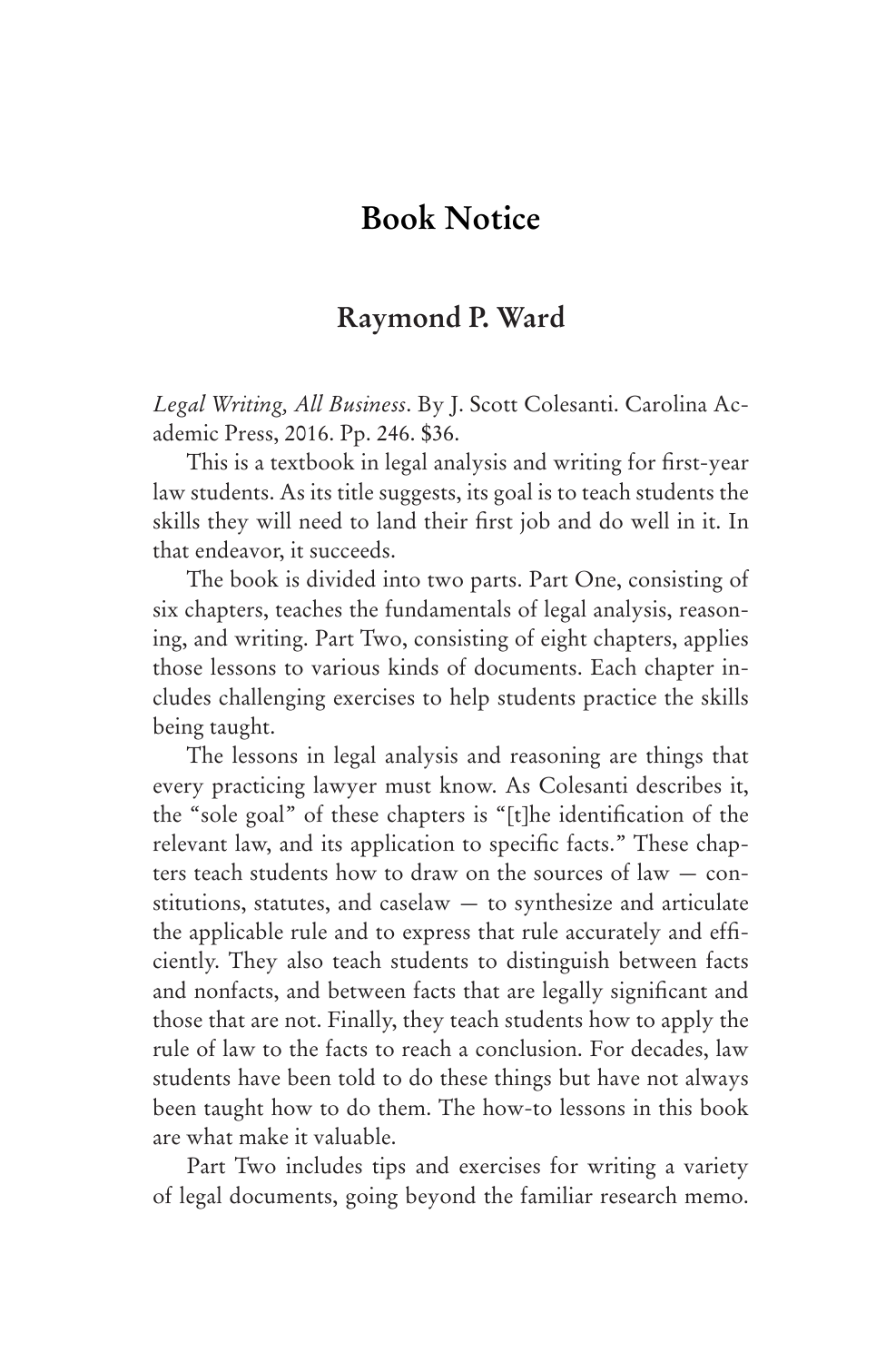# Book Notice

## Raymond P. Ward

*Legal Writing, All Business*. By J. Scott Colesanti. Carolina Academic Press, 2016. Pp. 246. $36.

This is a textbook in legal analysis and writing for first-year law students. As its title suggests, its goal is to teach students the skills they will need to land their first job and do well in it. In that endeavor, it succeeds.

The book is divided into two parts. Part One, consisting of six chapters, teaches the fundamentals of legal analysis, reasoning, and writing. Part Two, consisting of eight chapters, applies those lessons to various kinds of documents. Each chapter includes challenging exercises to help students practice the skills being taught.

The lessons in legal analysis and reasoning are things that every practicing lawyer must know. As Colesanti describes it, the "sole goal" of these chapters is "[t]he identification of the relevant law, and its application to specific facts." These chapters teach students how to draw on the sources of law — constitutions, statutes, and caselaw — to synthesize and articulate the applicable rule and to express that rule accurately and efficiently. They also teach students to distinguish between facts and nonfacts, and between facts that are legally significant and those that are not. Finally, they teach students how to apply the rule of law to the facts to reach a conclusion. For decades, law students have been told to do these things but have not always been taught how to do them. The how-to lessons in this book are what make it valuable.

Part Two includes tips and exercises for writing a variety of legal documents, going beyond the familiar research memo.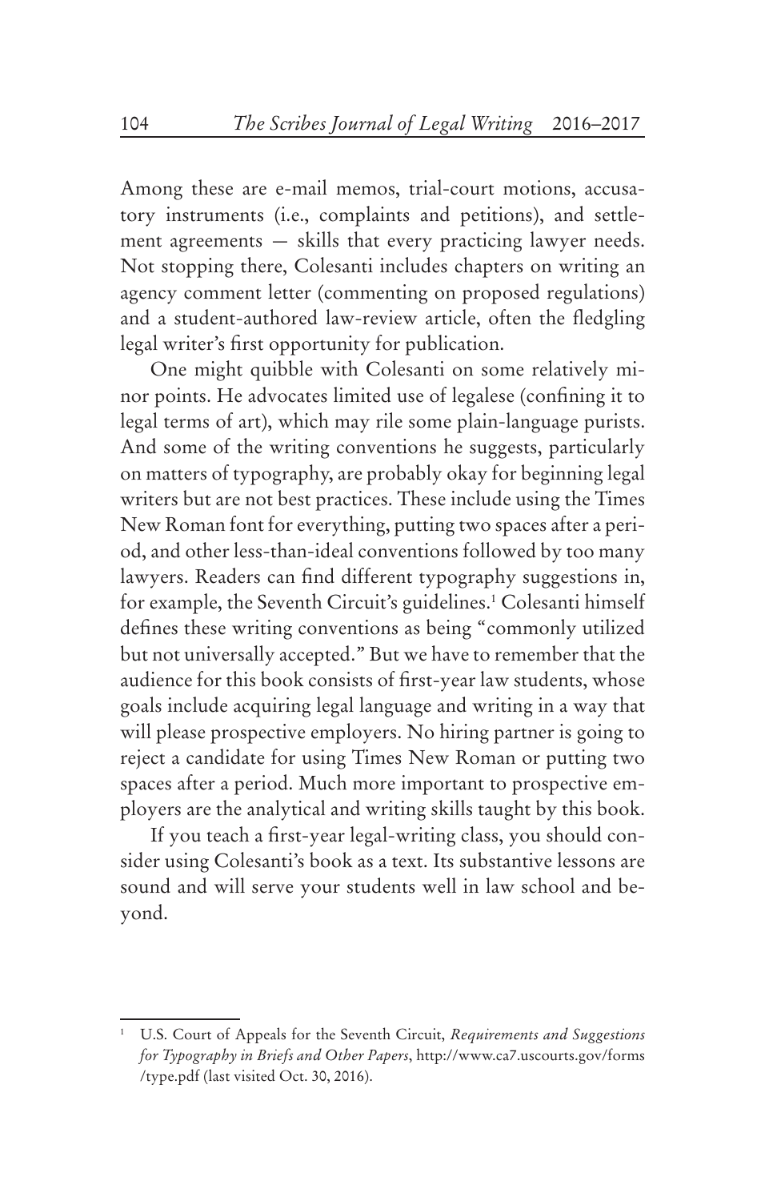Among these are e-mail memos, trial-court motions, accusatory instruments (i.e., complaints and petitions), and settlement agreements — skills that every practicing lawyer needs. Not stopping there, Colesanti includes chapters on writing an agency comment letter (commenting on proposed regulations) and a student-authored law-review article, often the fledgling legal writer's first opportunity for publication.

One might quibble with Colesanti on some relatively minor points. He advocates limited use of legalese (confining it to legal terms of art), which may rile some plain-language purists. And some of the writing conventions he suggests, particularly on matters of typography, are probably okay for beginning legal writers but are not best practices. These include using the Times New Roman font for everything, putting two spaces after a period, and other less-than-ideal conventions followed by too many lawyers. Readers can find different typography suggestions in, for example, the Seventh Circuit's guidelines.[1] Colesanti himself defines these writing conventions as being "commonly utilized but not universally accepted." But we have to remember that the audience for this book consists of first-year law students, whose goals include acquiring legal language and writing in a way that will please prospective employers. No hiring partner is going to reject a candidate for using Times New Roman or putting two spaces after a period. Much more important to prospective employers are the analytical and writing skills taught by this book.

If you teach a first-year legal-writing class, you should consider using Colesanti's book as a text. Its substantive lessons are sound and will serve your students well in law school and beyond.

---

[1] U.S. Court of Appeals for the Seventh Circuit, *Requirements and Suggestions for Typography in Briefs and Other Papers*, http://www.ca7.uscourts.gov/forms/type.pdf (last visited Oct. 30, 2016).